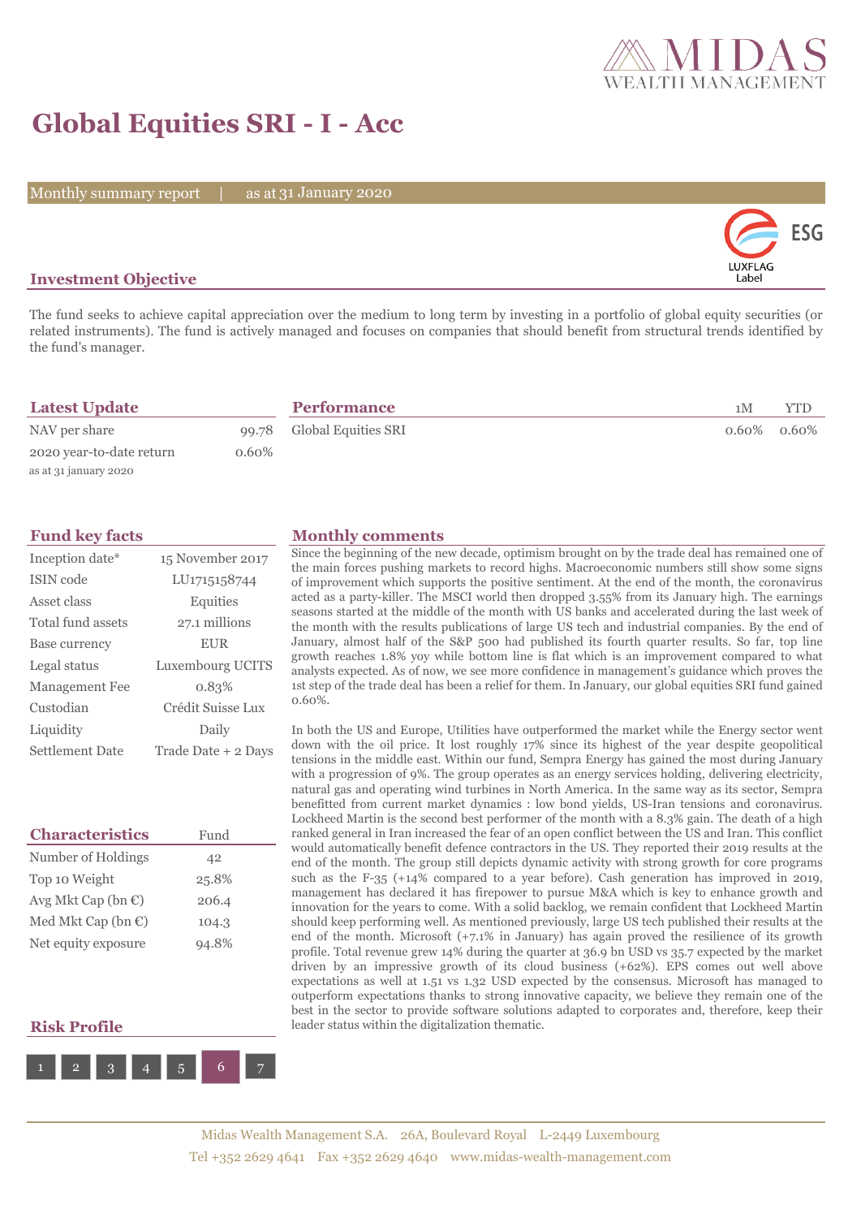# Global Equities SRI - I - Acc

Monthly summary report | as at 31 January 2020

## Investment Objective

The fund seeks to achieve capital appreciation over the medium to long term by investing in a portfolio of global equity securities (or related instruments). The fund is actively managed and focuses on companies that should benefit from structural trends identified by the fund's manager.

## Latest Update

| | |
|---|---|
| NAV per share | 99.78 |
| 2020 year-to-date return | 0.60% |

as at 31 january 2020

## Performance

| | 1M | YTD |
|---|---|---|
| Global Equities SRI | 0.60% | 0.60% |

## Fund key facts

| | |
|---|---|
| Inception date* | 15 November 2017 |
| ISIN code | LU1715158744 |
| Asset class | Equities |
| Total fund assets | 27.1 millions |
| Base currency | EUR |
| Legal status | Luxembourg UCITS |
| Management Fee | 0.83% |
| Custodian | Crédit Suisse Lux |
| Liquidity | Daily |
| Settlement Date | Trade Date + 2 Days |

## Characteristics

| | Fund |
|---|---|
| Number of Holdings | 42 |
| Top 10 Weight | 25.8% |
| Avg Mkt Cap (bn €) | 206.4 |
| Med Mkt Cap (bn €) | 104.3 |
| Net equity exposure | 94.8% |

## Risk Profile

1 2 3 4 5 **6** 7

## Monthly comments

Since the beginning of the new decade, optimism brought on by the trade deal has remained one of the main forces pushing markets to record highs. Macroeconomic numbers still show some signs of improvement which supports the positive sentiment. At the end of the month, the coronavirus acted as a party-killer. The MSCI world then dropped 3.55% from its January high. The earnings seasons started at the middle of the month with US banks and accelerated during the last week of the month with the results publications of large US tech and industrial companies. By the end of January, almost half of the S&P 500 had published its fourth quarter results. So far, top line growth reaches 1.8% yoy while bottom line is flat which is an improvement compared to what analysts expected. As of now, we see more confidence in management's guidance which proves the 1st step of the trade deal has been a relief for them. In January, our global equities SRI fund gained 0.60%.

In both the US and Europe, Utilities have outperformed the market while the Energy sector went down with the oil price. It lost roughly 17% since its highest of the year despite geopolitical tensions in the middle east. Within our fund, Sempra Energy has gained the most during January with a progression of 9%. The group operates as an energy services holding, delivering electricity, natural gas and operating wind turbines in North America. In the same way as its sector, Sempra benefitted from current market dynamics : low bond yields, US-Iran tensions and coronavirus. Lockheed Martin is the second best performer of the month with a 8.3% gain. The death of a high ranked general in Iran increased the fear of an open conflict between the US and Iran. This conflict would automatically benefit defence contractors in the US. They reported their 2019 results at the end of the month. The group still depicts dynamic activity with strong growth for core programs such as the F-35 (+14% compared to a year before). Cash generation has improved in 2019, management has declared it has firepower to pursue M&A which is key to enhance growth and innovation for the years to come. With a solid backlog, we remain confident that Lockheed Martin should keep performing well. As mentioned previously, large US tech published their results at the end of the month. Microsoft (+7.1% in January) has again proved the resilience of its growth profile. Total revenue grew 14% during the quarter at 36.9 bn USD vs 35.7 expected by the market driven by an impressive growth of its cloud business (+62%). EPS comes out well above expectations as well at 1.51 vs 1.32 USD expected by the consensus. Microsoft has managed to outperform expectations thanks to strong innovative capacity, we believe they remain one of the best in the sector to provide software solutions adapted to corporates and, therefore, keep their leader status within the digitalization thematic.

Midas Wealth Management S.A. 26A, Boulevard Royal L-2449 Luxembourg
Tel +352 2629 4641 Fax +352 2629 4640 www.midas-wealth-management.com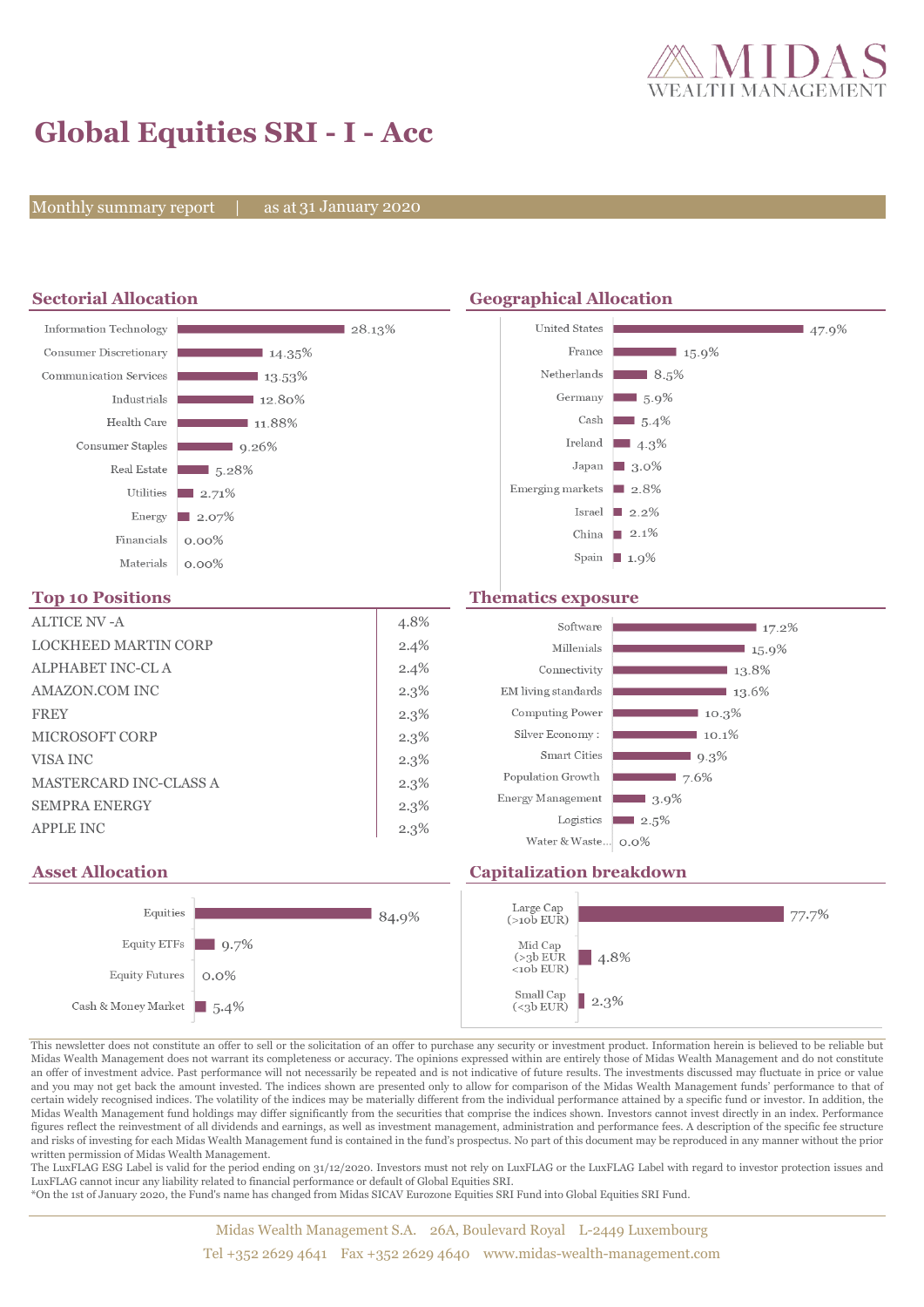MIDAS WEALTH MANAGEMENT

# Global Equities SRI - I - Acc

Monthly summary report | as at 31 January 2020

## Sectorial Allocation

Information Technology 28.13%
Consumer Discretionary 14.35%
Communication Services 13.53%
Industrials 12.80%
Health Care 11.88%
Consumer Staples 9.26%
Real Estate 5.28%
Utilities 2.71%
Energy 2.07%
Financials 0.00%
Materials 0.00%

## Geographical Allocation

United States 47.9%
France 15.9%
Netherlands 8.5%
Germany 5.9%
Cash 5.4%
Ireland 4.3%
Japan 3.0%
Emerging markets 2.8%
Israel 2.2%
China 2.1%
Spain 1.9%

## Top 10 Positions

| | |
|---|---|
| ALTICE NV -A | 4.8% |
| LOCKHEED MARTIN CORP | 2.4% |
| ALPHABET INC-CL A | 2.4% |
| AMAZON.COM INC | 2.3% |
| FREY | 2.3% |
| MICROSOFT CORP | 2.3% |
| VISA INC | 2.3% |
| MASTERCARD INC-CLASS A | 2.3% |
| SEMPRA ENERGY | 2.3% |
| APPLE INC | 2.3% |

## Thematics exposure

Software 17.2%
Millenials 15.9%
Connectivity 13.8%
EM living standards 13.6%
Computing Power 10.3%
Silver Economy : 10.1%
Smart Cities 9.3%
Population Growth 7.6%
Energy Management 3.9%
Logistics 2.5%
Water & Waste... 0.0%

## Asset Allocation

Equities 84.9%
Equity ETFs 9.7%
Equity Futures 0.0%
Cash & Money Market 5.4%

## Capitalization breakdown

Large Cap (>10b EUR) 77.7%
Mid Cap (>3b EUR <10b EUR) 4.8%
Small Cap (<3b EUR) 2.3%

This newsletter does not constitute an offer to sell or the solicitation of an offer to purchase any security or investment product. Information herein is believed to be reliable but Midas Wealth Management does not warrant its completeness or accuracy. The opinions expressed within are entirely those of Midas Wealth Management and do not constitute an offer of investment advice. Past performance will not necessarily be repeated and is not indicative of future results. The investments discussed may fluctuate in price or value and you may not get back the amount invested. The indices shown are presented only to allow for comparison of the Midas Wealth Management funds' performance to that of certain widely recognised indices. The volatility of the indices may be materially different from the individual performance attained by a specific fund or investor. In addition, the Midas Wealth Management fund holdings may differ significantly from the securities that comprise the indices shown. Investors cannot invest directly in an index. Performance figures reflect the reinvestment of all dividends and earnings, as well as investment management, administration and performance fees. A description of the specific fee structure and risks of investing for each Midas Wealth Management fund is contained in the fund's prospectus. No part of this document may be reproduced in any manner without the prior written permission of Midas Wealth Management.
The LuxFLAG ESG Label is valid for the period ending on 31/12/2020. Investors must not rely on LuxFLAG or the LuxFLAG Label with regard to investor protection issues and LuxFLAG cannot incur any liability related to financial performance or default of Global Equities SRI.
*On the 1st of January 2020, the Fund's name has changed from Midas SICAV Eurozone Equities SRI Fund into Global Equities SRI Fund.

Midas Wealth Management S.A. 26A, Boulevard Royal L-2449 Luxembourg
Tel +352 2629 4641 Fax +352 2629 4640 www.midas-wealth-management.com